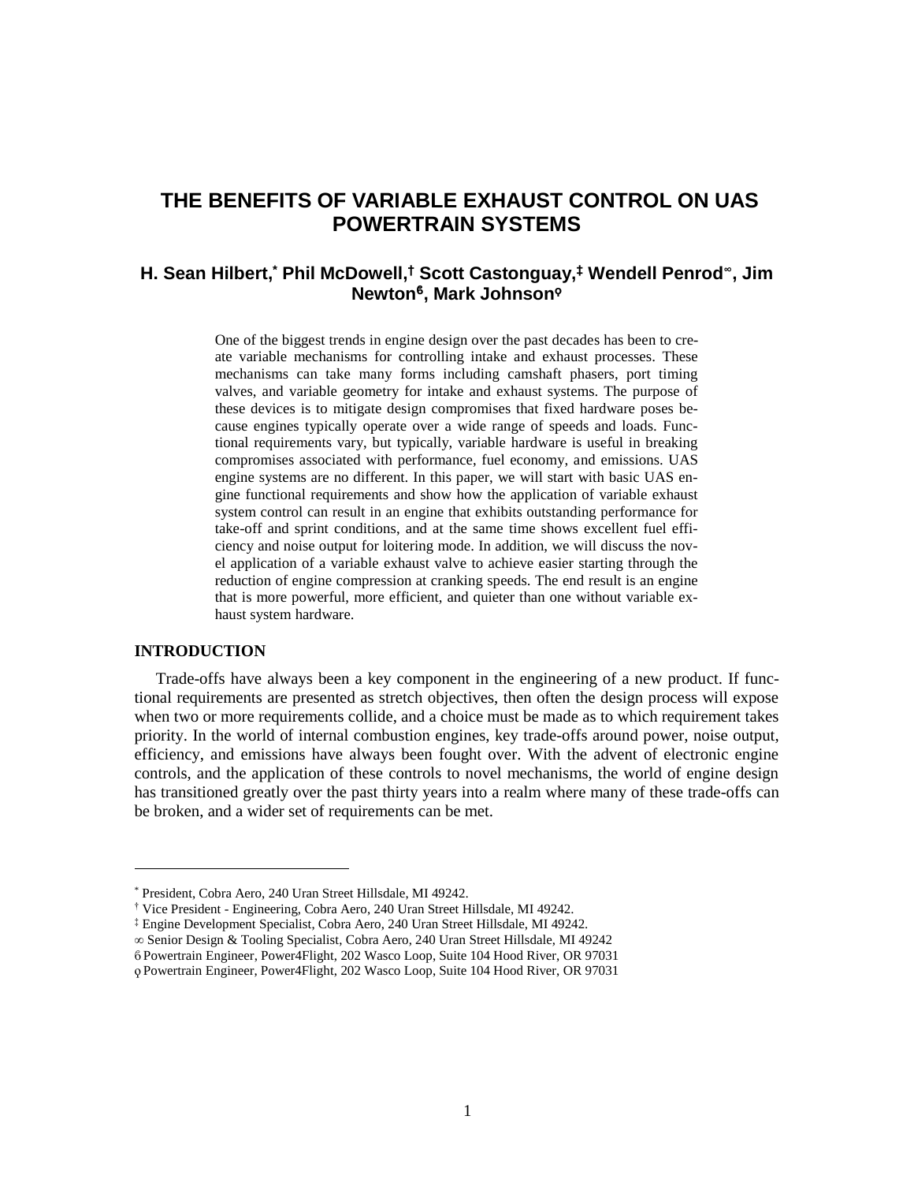# THE BENEFITS OF VARIABLE EXHAUST CONTROL ON UAS POWERTRAIN SYSTEMS

## H. Sean Hilbert,[*] Phil McDowell,[†] Scott Castonguay,[‡] Wendell Penrod[∞], Jim Newton[6], Mark Johnson[ϙ]

One of the biggest trends in engine design over the past decades has been to create variable mechanisms for controlling intake and exhaust processes. These mechanisms can take many forms including camshaft phasers, port timing valves, and variable geometry for intake and exhaust systems. The purpose of these devices is to mitigate design compromises that fixed hardware poses because engines typically operate over a wide range of speeds and loads. Functional requirements vary, but typically, variable hardware is useful in breaking compromises associated with performance, fuel economy, and emissions. UAS engine systems are no different. In this paper, we will start with basic UAS engine functional requirements and show how the application of variable exhaust system control can result in an engine that exhibits outstanding performance for take-off and sprint conditions, and at the same time shows excellent fuel efficiency and noise output for loitering mode. In addition, we will discuss the novel application of a variable exhaust valve to achieve easier starting through the reduction of engine compression at cranking speeds. The end result is an engine that is more powerful, more efficient, and quieter than one without variable exhaust system hardware.

## INTRODUCTION

Trade-offs have always been a key component in the engineering of a new product. If functional requirements are presented as stretch objectives, then often the design process will expose when two or more requirements collide, and a choice must be made as to which requirement takes priority. In the world of internal combustion engines, key trade-offs around power, noise output, efficiency, and emissions have always been fought over. With the advent of electronic engine controls, and the application of these controls to novel mechanisms, the world of engine design has transitioned greatly over the past thirty years into a realm where many of these trade-offs can be broken, and a wider set of requirements can be met.

---

[*] President, Cobra Aero, 240 Uran Street Hillsdale, MI 49242.

[†] Vice President - Engineering, Cobra Aero, 240 Uran Street Hillsdale, MI 49242.

[‡] Engine Development Specialist, Cobra Aero, 240 Uran Street Hillsdale, MI 49242.

[∞] Senior Design & Tooling Specialist, Cobra Aero, 240 Uran Street Hillsdale, MI 49242

[6] Powertrain Engineer, Power4Flight, 202 Wasco Loop, Suite 104 Hood River, OR 97031

[ϙ] Powertrain Engineer, Power4Flight, 202 Wasco Loop, Suite 104 Hood River, OR 97031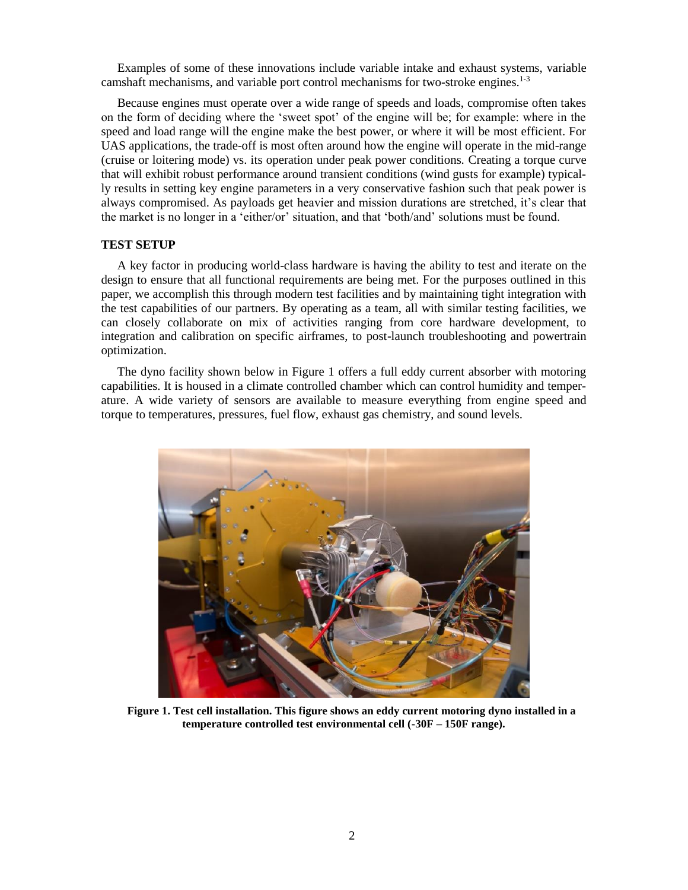Examples of some of these innovations include variable intake and exhaust systems, variable camshaft mechanisms, and variable port control mechanisms for two-stroke engines.[1-3]

Because engines must operate over a wide range of speeds and loads, compromise often takes on the form of deciding where the 'sweet spot' of the engine will be; for example: where in the speed and load range will the engine make the best power, or where it will be most efficient. For UAS applications, the trade-off is most often around how the engine will operate in the mid-range (cruise or loitering mode) vs. its operation under peak power conditions. Creating a torque curve that will exhibit robust performance around transient conditions (wind gusts for example) typically results in setting key engine parameters in a very conservative fashion such that peak power is always compromised. As payloads get heavier and mission durations are stretched, it's clear that the market is no longer in a 'either/or' situation, and that 'both/and' solutions must be found.

## TEST SETUP

A key factor in producing world-class hardware is having the ability to test and iterate on the design to ensure that all functional requirements are being met. For the purposes outlined in this paper, we accomplish this through modern test facilities and by maintaining tight integration with the test capabilities of our partners. By operating as a team, all with similar testing facilities, we can closely collaborate on mix of activities ranging from core hardware development, to integration and calibration on specific airframes, to post-launch troubleshooting and powertrain optimization.

The dyno facility shown below in Figure 1 offers a full eddy current absorber with motoring capabilities. It is housed in a climate controlled chamber which can control humidity and temperature. A wide variety of sensors are available to measure everything from engine speed and torque to temperatures, pressures, fuel flow, exhaust gas chemistry, and sound levels.

**Figure 1. Test cell installation. This figure shows an eddy current motoring dyno installed in a temperature controlled test environmental cell (-30F – 150F range).**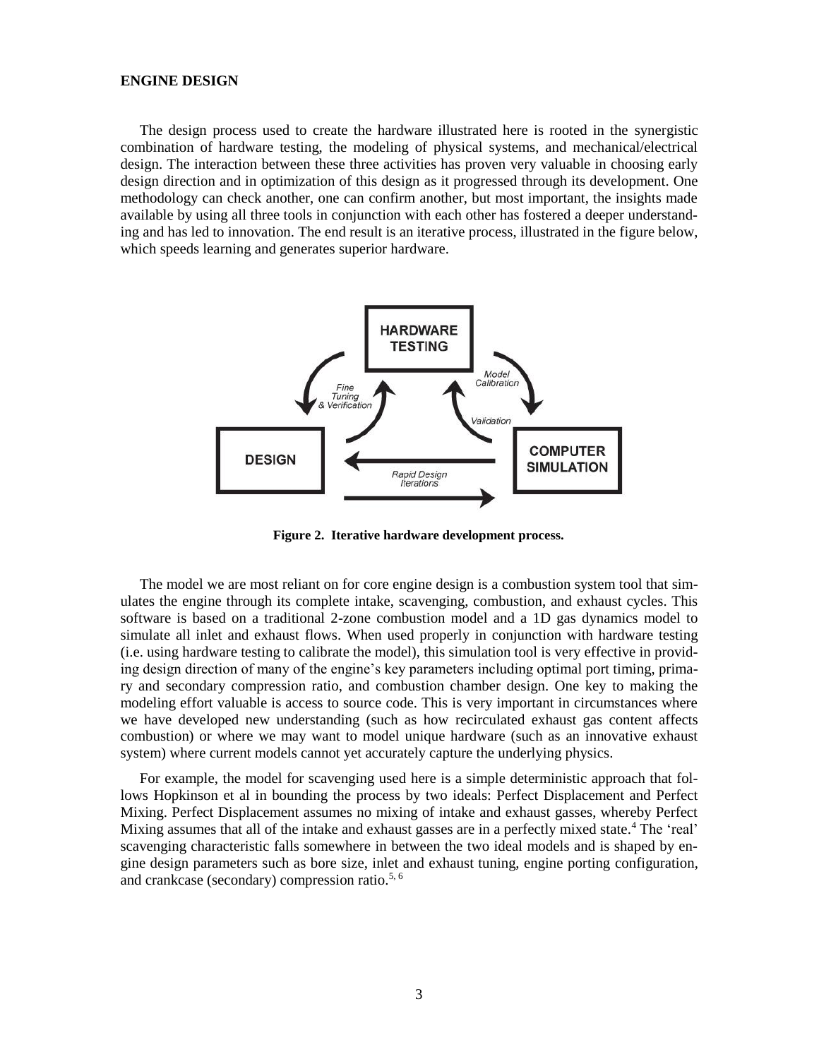## ENGINE DESIGN

The design process used to create the hardware illustrated here is rooted in the synergistic combination of hardware testing, the modeling of physical systems, and mechanical/electrical design. The interaction between these three activities has proven very valuable in choosing early design direction and in optimization of this design as it progressed through its development. One methodology can check another, one can confirm another, but most important, the insights made available by using all three tools in conjunction with each other has fostered a deeper understanding and has led to innovation. The end result is an iterative process, illustrated in the figure below, which speeds learning and generates superior hardware.

**Figure 2. Iterative hardware development process.**

The model we are most reliant on for core engine design is a combustion system tool that simulates the engine through its complete intake, scavenging, combustion, and exhaust cycles. This software is based on a traditional 2-zone combustion model and a 1D gas dynamics model to simulate all inlet and exhaust flows. When used properly in conjunction with hardware testing (i.e. using hardware testing to calibrate the model), this simulation tool is very effective in providing design direction of many of the engine's key parameters including optimal port timing, primary and secondary compression ratio, and combustion chamber design. One key to making the modeling effort valuable is access to source code. This is very important in circumstances where we have developed new understanding (such as how recirculated exhaust gas content affects combustion) or where we may want to model unique hardware (such as an innovative exhaust system) where current models cannot yet accurately capture the underlying physics.

For example, the model for scavenging used here is a simple deterministic approach that follows Hopkinson et al in bounding the process by two ideals: Perfect Displacement and Perfect Mixing. Perfect Displacement assumes no mixing of intake and exhaust gasses, whereby Perfect Mixing assumes that all of the intake and exhaust gasses are in a perfectly mixed state.[4] The 'real' scavenging characteristic falls somewhere in between the two ideal models and is shaped by engine design parameters such as bore size, inlet and exhaust tuning, engine porting configuration, and crankcase (secondary) compression ratio.[5, 6]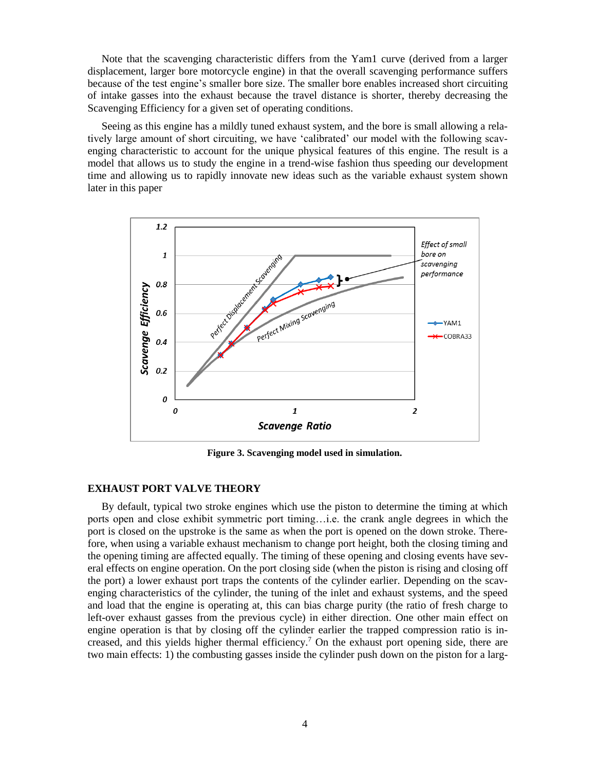Note that the scavenging characteristic differs from the Yam1 curve (derived from a larger displacement, larger bore motorcycle engine) in that the overall scavenging performance suffers because of the test engine's smaller bore size. The smaller bore enables increased short circuiting of intake gasses into the exhaust because the travel distance is shorter, thereby decreasing the Scavenging Efficiency for a given set of operating conditions.

Seeing as this engine has a mildly tuned exhaust system, and the bore is small allowing a relatively large amount of short circuiting, we have 'calibrated' our model with the following scavenging characteristic to account for the unique physical features of this engine. The result is a model that allows us to study the engine in a trend-wise fashion thus speeding our development time and allowing us to rapidly innovate new ideas such as the variable exhaust system shown later in this paper

**Figure 3. Scavenging model used in simulation.**

## EXHAUST PORT VALVE THEORY

By default, typical two stroke engines which use the piston to determine the timing at which ports open and close exhibit symmetric port timing…i.e. the crank angle degrees in which the port is closed on the upstroke is the same as when the port is opened on the down stroke. Therefore, when using a variable exhaust mechanism to change port height, both the closing timing and the opening timing are affected equally. The timing of these opening and closing events have several effects on engine operation. On the port closing side (when the piston is rising and closing off the port) a lower exhaust port traps the contents of the cylinder earlier. Depending on the scavenging characteristics of the cylinder, the tuning of the inlet and exhaust systems, and the speed and load that the engine is operating at, this can bias charge purity (the ratio of fresh charge to left-over exhaust gasses from the previous cycle) in either direction. One other main effect on engine operation is that by closing off the cylinder earlier the trapped compression ratio is increased, and this yields higher thermal efficiency.[7] On the exhaust port opening side, there are two main effects: 1) the combusting gasses inside the cylinder push down on the piston for a larg-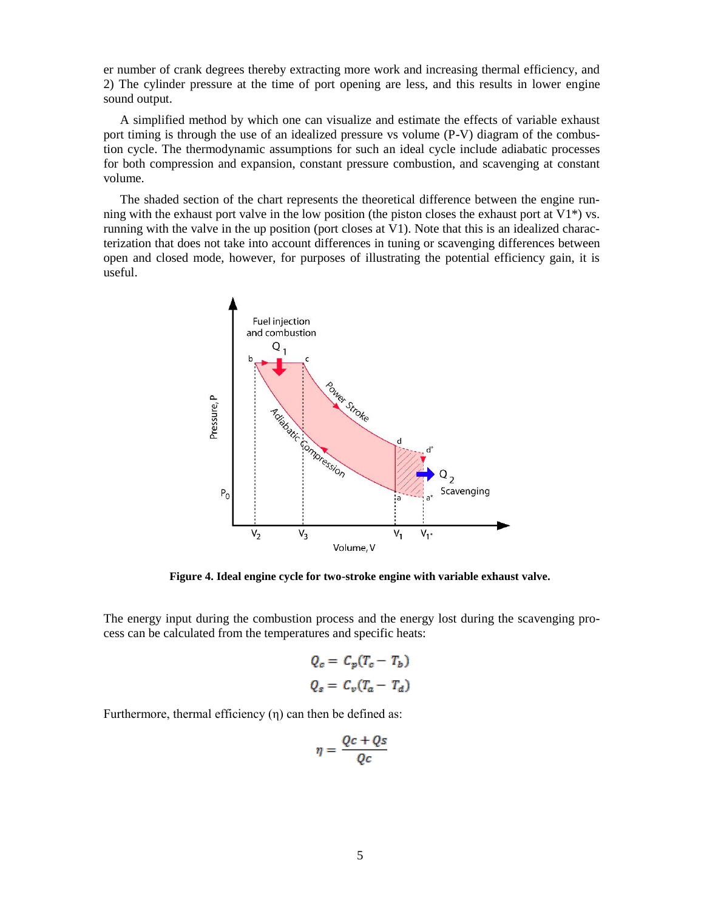er number of crank degrees thereby extracting more work and increasing thermal efficiency, and 2) The cylinder pressure at the time of port opening are less, and this results in lower engine sound output.

A simplified method by which one can visualize and estimate the effects of variable exhaust port timing is through the use of an idealized pressure vs volume (P-V) diagram of the combustion cycle. The thermodynamic assumptions for such an ideal cycle include adiabatic processes for both compression and expansion, constant pressure combustion, and scavenging at constant volume.

The shaded section of the chart represents the theoretical difference between the engine running with the exhaust port valve in the low position (the piston closes the exhaust port at V1*) vs. running with the valve in the up position (port closes at V1). Note that this is an idealized characterization that does not take into account differences in tuning or scavenging differences between open and closed mode, however, for purposes of illustrating the potential efficiency gain, it is useful.

**Figure 4. Ideal engine cycle for two-stroke engine with variable exhaust valve.**

The energy input during the combustion process and the energy lost during the scavenging process can be calculated from the temperatures and specific heats:

$$Q_c = C_p(T_c - T_b)$$

$$Q_s = C_v(T_a - T_d)$$

Furthermore, thermal efficiency (η) can then be defined as:

$$\eta = \frac{Qc + Qs}{Qc}$$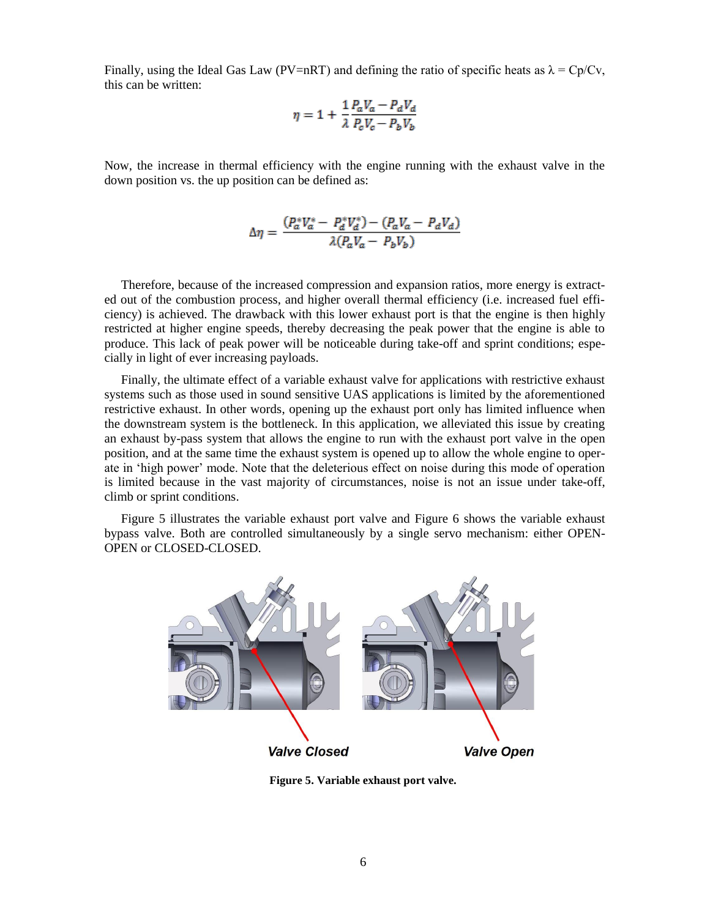Finally, using the Ideal Gas Law (PV=nRT) and defining the ratio of specific heats as $\lambda = Cp/Cv$, this can be written:

$$\eta = 1 + \frac{1}{\lambda}\frac{P_a V_a - P_d V_d}{P_c V_c - P_b V_b}$$

Now, the increase in thermal efficiency with the engine running with the exhaust valve in the down position vs. the up position can be defined as:

$$\Delta\eta = \frac{(P_a^* V_a^* - P_d^* V_d^*) - (P_a V_a - P_d V_d)}{\lambda(P_a V_a - P_b V_b)}$$

Therefore, because of the increased compression and expansion ratios, more energy is extracted out of the combustion process, and higher overall thermal efficiency (i.e. increased fuel efficiency) is achieved. The drawback with this lower exhaust port is that the engine is then highly restricted at higher engine speeds, thereby decreasing the peak power that the engine is able to produce. This lack of peak power will be noticeable during take-off and sprint conditions; especially in light of ever increasing payloads.

Finally, the ultimate effect of a variable exhaust valve for applications with restrictive exhaust systems such as those used in sound sensitive UAS applications is limited by the aforementioned restrictive exhaust. In other words, opening up the exhaust port only has limited influence when the downstream system is the bottleneck. In this application, we alleviated this issue by creating an exhaust by-pass system that allows the engine to run with the exhaust port valve in the open position, and at the same time the exhaust system is opened up to allow the whole engine to operate in 'high power' mode. Note that the deleterious effect on noise during this mode of operation is limited because in the vast majority of circumstances, noise is not an issue under take-off, climb or sprint conditions.

Figure 5 illustrates the variable exhaust port valve and Figure 6 shows the variable exhaust bypass valve. Both are controlled simultaneously by a single servo mechanism: either OPEN-OPEN or CLOSED-CLOSED.

**Valve Closed** **Valve Open**

**Figure 5. Variable exhaust port valve.**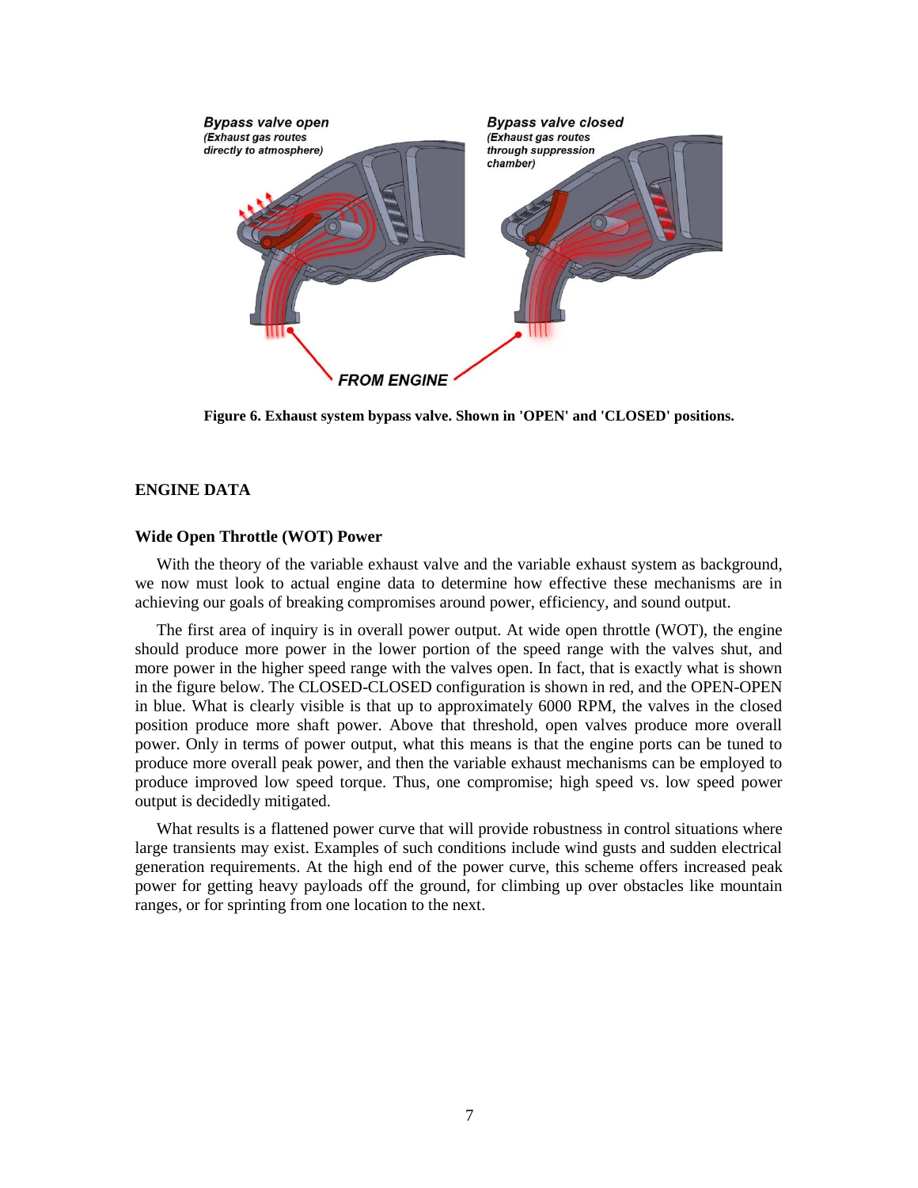**Figure 6. Exhaust system bypass valve. Shown in 'OPEN' and 'CLOSED' positions.**

## ENGINE DATA

### Wide Open Throttle (WOT) Power

With the theory of the variable exhaust valve and the variable exhaust system as background, we now must look to actual engine data to determine how effective these mechanisms are in achieving our goals of breaking compromises around power, efficiency, and sound output.

The first area of inquiry is in overall power output. At wide open throttle (WOT), the engine should produce more power in the lower portion of the speed range with the valves shut, and more power in the higher speed range with the valves open. In fact, that is exactly what is shown in the figure below. The CLOSED-CLOSED configuration is shown in red, and the OPEN-OPEN in blue. What is clearly visible is that up to approximately 6000 RPM, the valves in the closed position produce more shaft power. Above that threshold, open valves produce more overall power. Only in terms of power output, what this means is that the engine ports can be tuned to produce more overall peak power, and then the variable exhaust mechanisms can be employed to produce improved low speed torque. Thus, one compromise; high speed vs. low speed power output is decidedly mitigated.

What results is a flattened power curve that will provide robustness in control situations where large transients may exist. Examples of such conditions include wind gusts and sudden electrical generation requirements. At the high end of the power curve, this scheme offers increased peak power for getting heavy payloads off the ground, for climbing up over obstacles like mountain ranges, or for sprinting from one location to the next.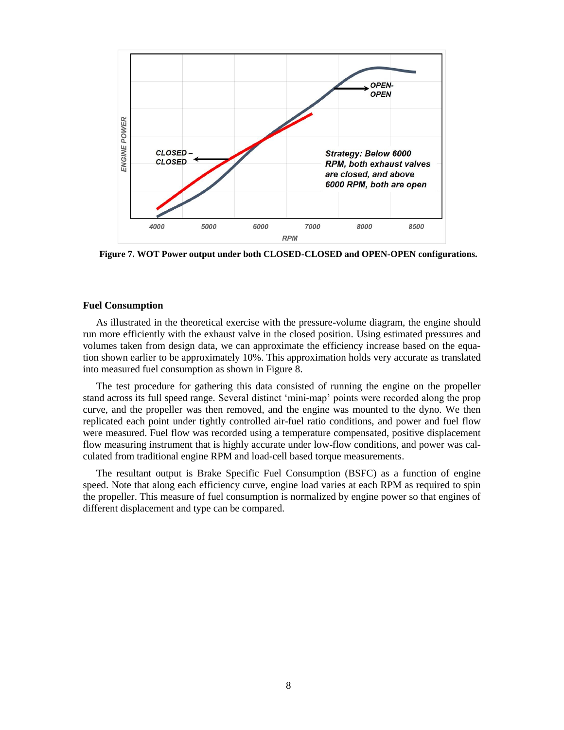**Figure 7. WOT Power output under both CLOSED-CLOSED and OPEN-OPEN configurations.**

### Fuel Consumption

As illustrated in the theoretical exercise with the pressure-volume diagram, the engine should run more efficiently with the exhaust valve in the closed position. Using estimated pressures and volumes taken from design data, we can approximate the efficiency increase based on the equation shown earlier to be approximately 10%. This approximation holds very accurate as translated into measured fuel consumption as shown in Figure 8.

The test procedure for gathering this data consisted of running the engine on the propeller stand across its full speed range. Several distinct 'mini-map' points were recorded along the prop curve, and the propeller was then removed, and the engine was mounted to the dyno. We then replicated each point under tightly controlled air-fuel ratio conditions, and power and fuel flow were measured. Fuel flow was recorded using a temperature compensated, positive displacement flow measuring instrument that is highly accurate under low-flow conditions, and power was calculated from traditional engine RPM and load-cell based torque measurements.

The resultant output is Brake Specific Fuel Consumption (BSFC) as a function of engine speed. Note that along each efficiency curve, engine load varies at each RPM as required to spin the propeller. This measure of fuel consumption is normalized by engine power so that engines of different displacement and type can be compared.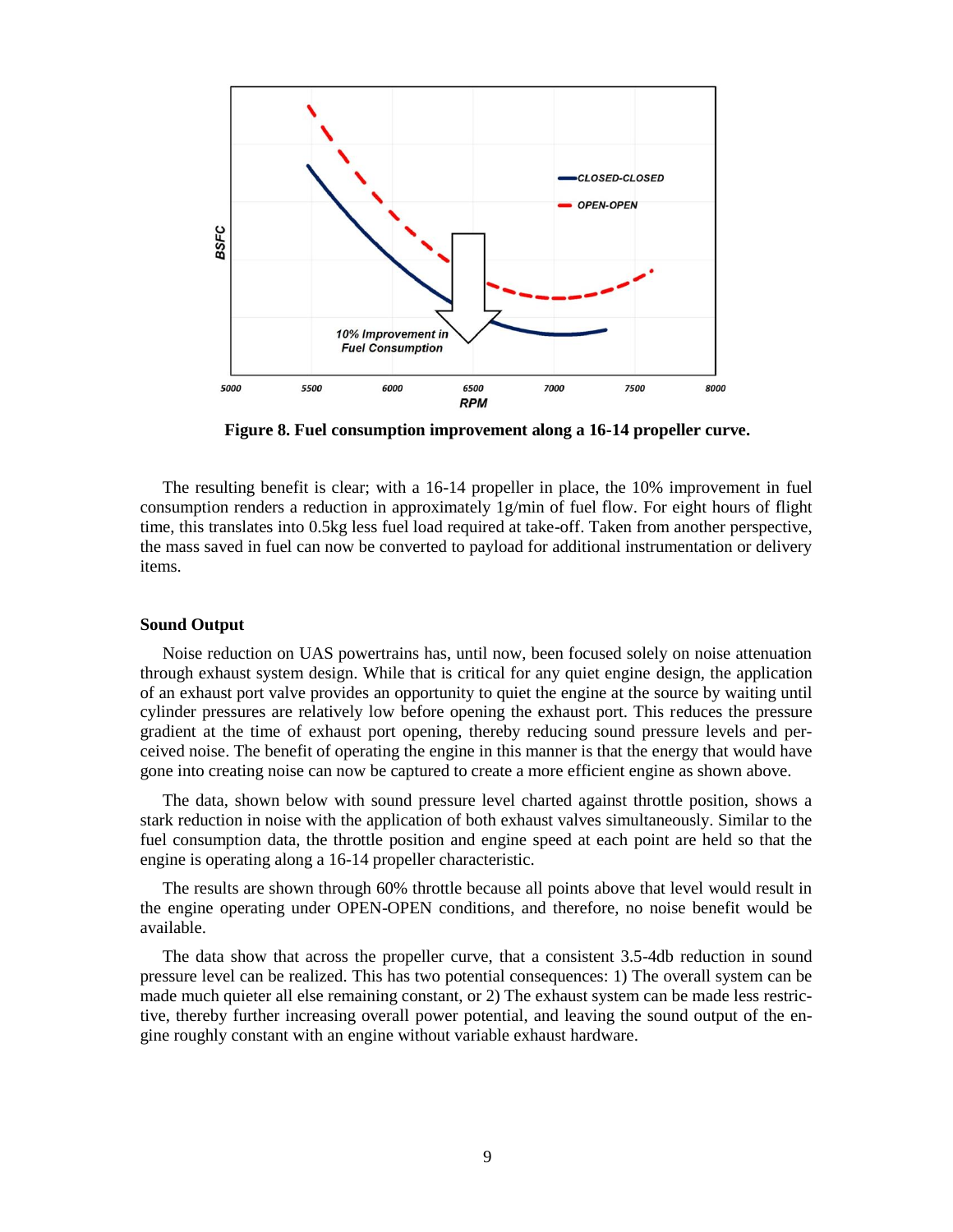**Figure 8. Fuel consumption improvement along a 16-14 propeller curve.**

The resulting benefit is clear; with a 16-14 propeller in place, the 10% improvement in fuel consumption renders a reduction in approximately 1g/min of fuel flow. For eight hours of flight time, this translates into 0.5kg less fuel load required at take-off. Taken from another perspective, the mass saved in fuel can now be converted to payload for additional instrumentation or delivery items.

### Sound Output

Noise reduction on UAS powertrains has, until now, been focused solely on noise attenuation through exhaust system design. While that is critical for any quiet engine design, the application of an exhaust port valve provides an opportunity to quiet the engine at the source by waiting until cylinder pressures are relatively low before opening the exhaust port. This reduces the pressure gradient at the time of exhaust port opening, thereby reducing sound pressure levels and perceived noise. The benefit of operating the engine in this manner is that the energy that would have gone into creating noise can now be captured to create a more efficient engine as shown above.

The data, shown below with sound pressure level charted against throttle position, shows a stark reduction in noise with the application of both exhaust valves simultaneously. Similar to the fuel consumption data, the throttle position and engine speed at each point are held so that the engine is operating along a 16-14 propeller characteristic.

The results are shown through 60% throttle because all points above that level would result in the engine operating under OPEN-OPEN conditions, and therefore, no noise benefit would be available.

The data show that across the propeller curve, that a consistent 3.5-4db reduction in sound pressure level can be realized. This has two potential consequences: 1) The overall system can be made much quieter all else remaining constant, or 2) The exhaust system can be made less restrictive, thereby further increasing overall power potential, and leaving the sound output of the engine roughly constant with an engine without variable exhaust hardware.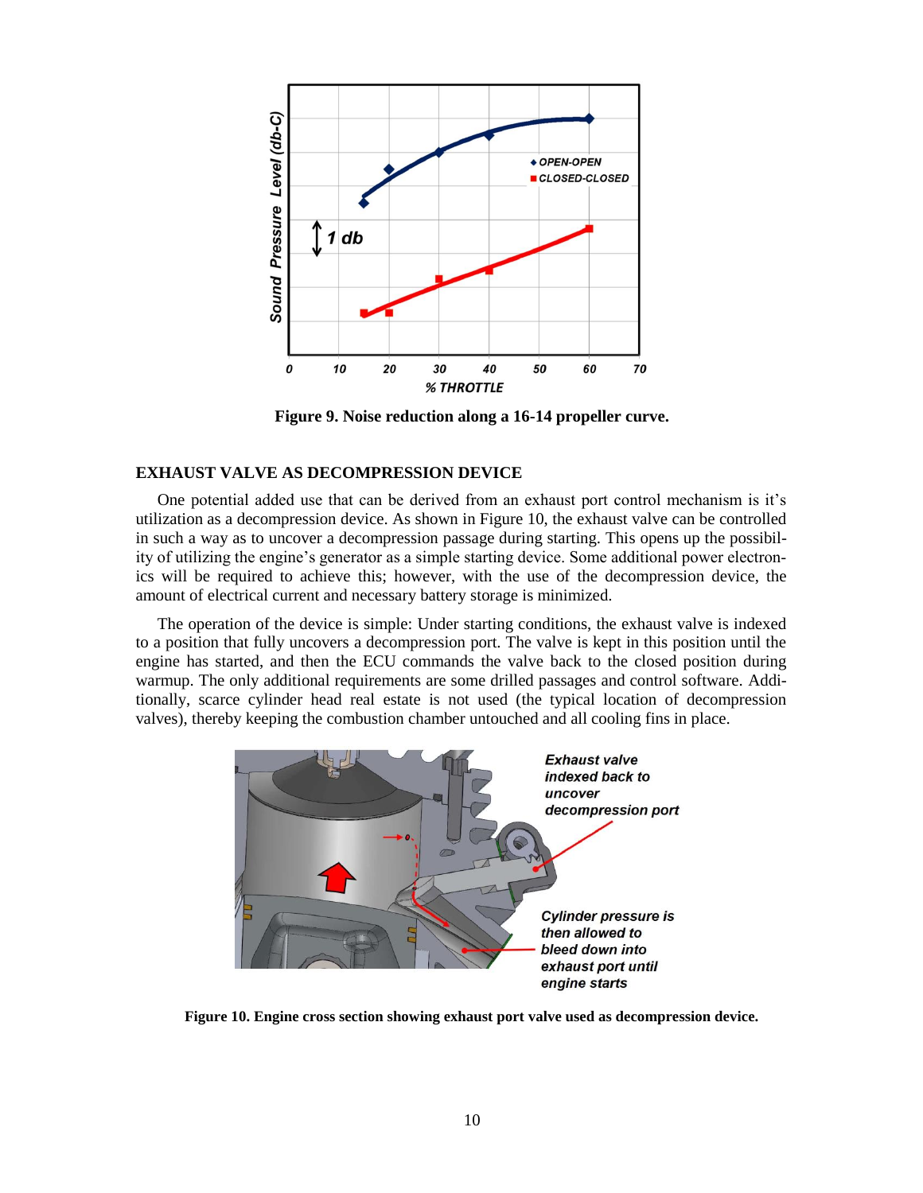Figure 9. Noise reduction along a 16-14 propeller curve.

## EXHAUST VALVE AS DECOMPRESSION DEVICE

One potential added use that can be derived from an exhaust port control mechanism is it's utilization as a decompression device. As shown in Figure 10, the exhaust valve can be controlled in such a way as to uncover a decompression passage during starting. This opens up the possibility of utilizing the engine's generator as a simple starting device. Some additional power electronics will be required to achieve this; however, with the use of the decompression device, the amount of electrical current and necessary battery storage is minimized.

The operation of the device is simple: Under starting conditions, the exhaust valve is indexed to a position that fully uncovers a decompression port. The valve is kept in this position until the engine has started, and then the ECU commands the valve back to the closed position during warmup. The only additional requirements are some drilled passages and control software. Additionally, scarce cylinder head real estate is not used (the typical location of decompression valves), thereby keeping the combustion chamber untouched and all cooling fins in place.

Figure 10. Engine cross section showing exhaust port valve used as decompression device.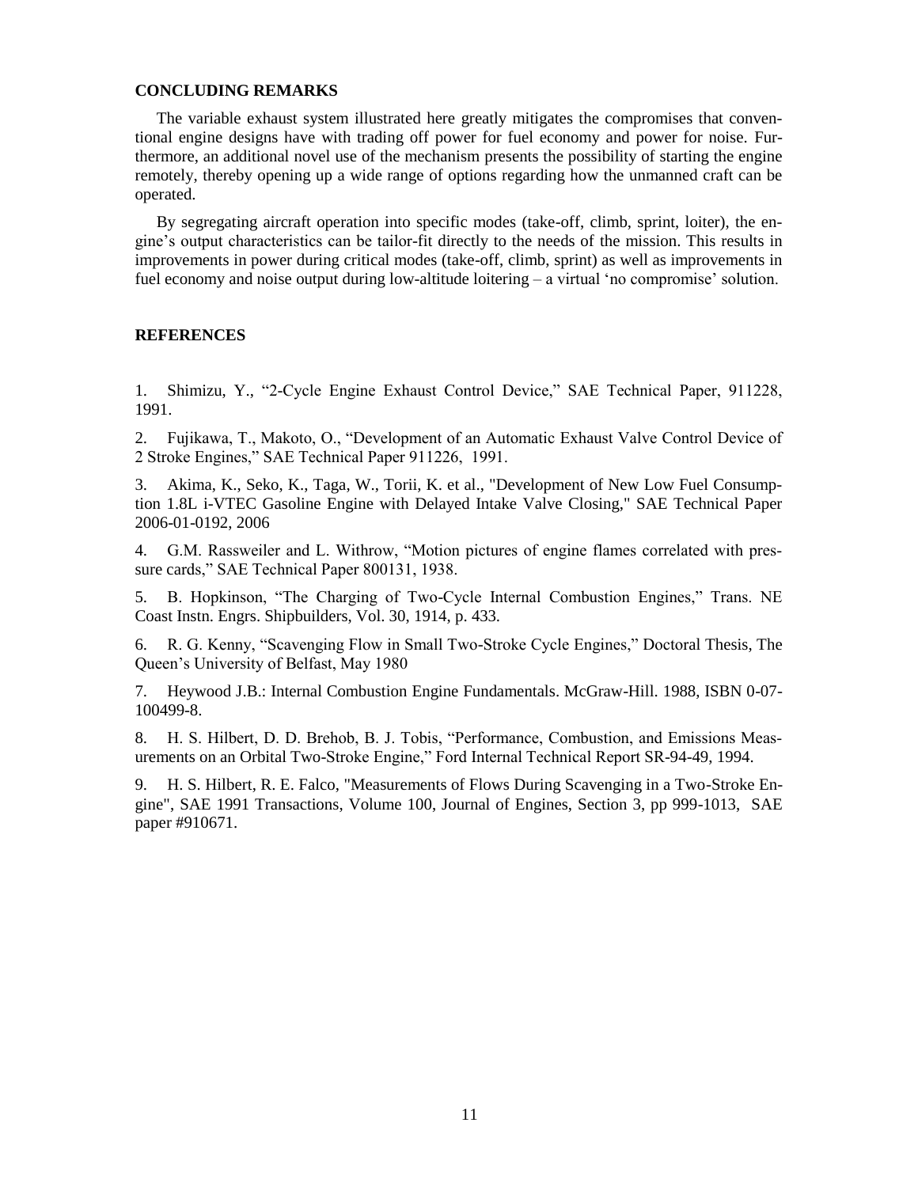## CONCLUDING REMARKS

The variable exhaust system illustrated here greatly mitigates the compromises that conventional engine designs have with trading off power for fuel economy and power for noise. Furthermore, an additional novel use of the mechanism presents the possibility of starting the engine remotely, thereby opening up a wide range of options regarding how the unmanned craft can be operated.

By segregating aircraft operation into specific modes (take-off, climb, sprint, loiter), the engine's output characteristics can be tailor-fit directly to the needs of the mission. This results in improvements in power during critical modes (take-off, climb, sprint) as well as improvements in fuel economy and noise output during low-altitude loitering – a virtual 'no compromise' solution.

## REFERENCES

1. Shimizu, Y., "2-Cycle Engine Exhaust Control Device," SAE Technical Paper, 911228, 1991.

2. Fujikawa, T., Makoto, O., "Development of an Automatic Exhaust Valve Control Device of 2 Stroke Engines," SAE Technical Paper 911226, 1991.

3. Akima, K., Seko, K., Taga, W., Torii, K. et al., "Development of New Low Fuel Consumption 1.8L i-VTEC Gasoline Engine with Delayed Intake Valve Closing," SAE Technical Paper 2006-01-0192, 2006

4. G.M. Rassweiler and L. Withrow, "Motion pictures of engine flames correlated with pressure cards," SAE Technical Paper 800131, 1938.

5. B. Hopkinson, "The Charging of Two-Cycle Internal Combustion Engines," Trans. NE Coast Instn. Engrs. Shipbuilders, Vol. 30, 1914, p. 433.

6. R. G. Kenny, "Scavenging Flow in Small Two-Stroke Cycle Engines," Doctoral Thesis, The Queen's University of Belfast, May 1980

7. Heywood J.B.: Internal Combustion Engine Fundamentals. McGraw-Hill. 1988, ISBN 0-07-100499-8.

8. H. S. Hilbert, D. D. Brehob, B. J. Tobis, "Performance, Combustion, and Emissions Measurements on an Orbital Two-Stroke Engine," Ford Internal Technical Report SR-94-49, 1994.

9. H. S. Hilbert, R. E. Falco, "Measurements of Flows During Scavenging in a Two-Stroke Engine", SAE 1991 Transactions, Volume 100, Journal of Engines, Section 3, pp 999-1013, SAE paper #910671.